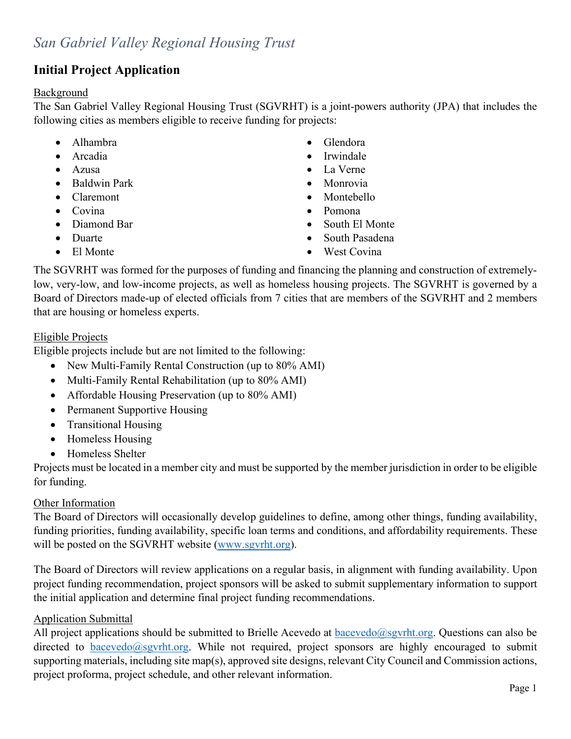*San Gabriel Valley Regional Housing Trust*

# Initial Project Application

## Background

The San Gabriel Valley Regional Housing Trust (SGVRHT) is a joint-powers authority (JPA) that includes the following cities as members eligible to receive funding for projects:

- Alhambra
- Arcadia
- Azusa
- Baldwin Park
- Claremont
- Covina
- Diamond Bar
- Duarte
- El Monte
- Glendora
- Irwindale
- La Verne
- Monrovia
- Montebello
- Pomona
- South El Monte
- South Pasadena
- West Covina

The SGVRHT was formed for the purposes of funding and financing the planning and construction of extremely-low, very-low, and low-income projects, as well as homeless housing projects. The SGVRHT is governed by a Board of Directors made-up of elected officials from 7 cities that are members of the SGVRHT and 2 members that are housing or homeless experts.

## Eligible Projects

Eligible projects include but are not limited to the following:

- New Multi-Family Rental Construction (up to 80% AMI)
- Multi-Family Rental Rehabilitation (up to 80% AMI)
- Affordable Housing Preservation (up to 80% AMI)
- Permanent Supportive Housing
- Transitional Housing
- Homeless Housing
- Homeless Shelter

Projects must be located in a member city and must be supported by the member jurisdiction in order to be eligible for funding.

## Other Information

The Board of Directors will occasionally develop guidelines to define, among other things, funding availability, funding priorities, funding availability, specific loan terms and conditions, and affordability requirements. These will be posted on the SGVRHT website (www.sgvrht.org).

The Board of Directors will review applications on a regular basis, in alignment with funding availability. Upon project funding recommendation, project sponsors will be asked to submit supplementary information to support the initial application and determine final project funding recommendations.

## Application Submittal

All project applications should be submitted to Brielle Acevedo at bacevedo@sgvrht.org. Questions can also be directed to bacevedo@sgvrht.org. While not required, project sponsors are highly encouraged to submit supporting materials, including site map(s), approved site designs, relevant City Council and Commission actions, project proforma, project schedule, and other relevant information.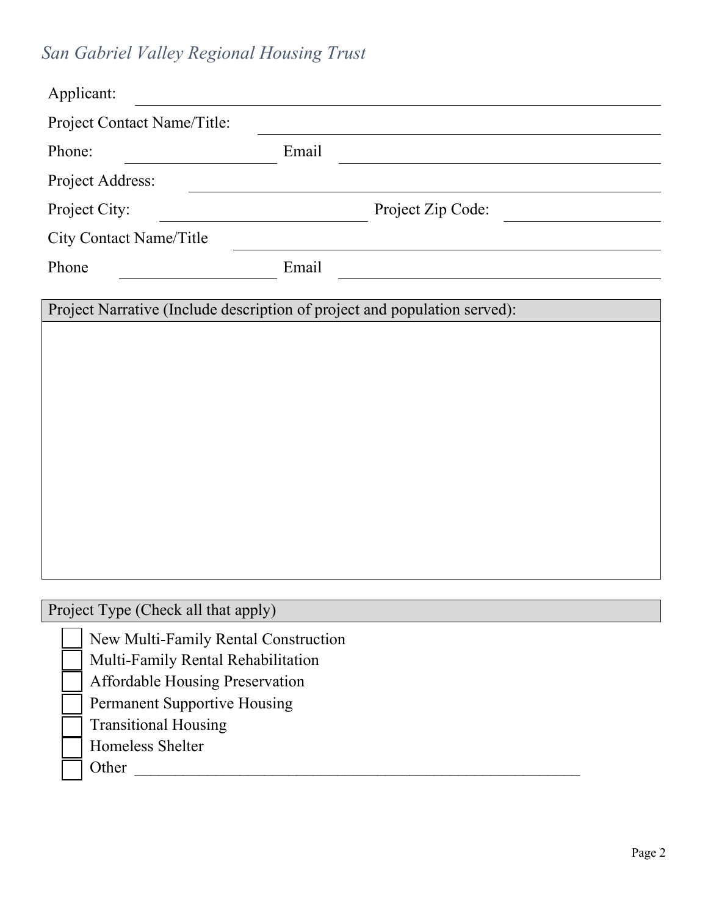*San Gabriel Valley Regional Housing Trust*

Applicant: ______________________________________________

Project Contact Name/Title: ______________________________________________

Phone: ____________________ Email ______________________________________________

Project Address: ______________________________________________

Project City: ____________________ Project Zip Code: ____________________

City Contact Name/Title ______________________________________________

Phone ____________________ Email ______________________________________________

| Project Narrative (Include description of project and population served): |
| --- |
| |

| Project Type (Check all that apply) |
| --- |

- [ ] New Multi-Family Rental Construction
- [ ] Multi-Family Rental Rehabilitation
- [ ] Affordable Housing Preservation
- [ ] Permanent Supportive Housing
- [ ] Transitional Housing
- [ ] Homeless Shelter
- [ ] Other ___________________________________________________________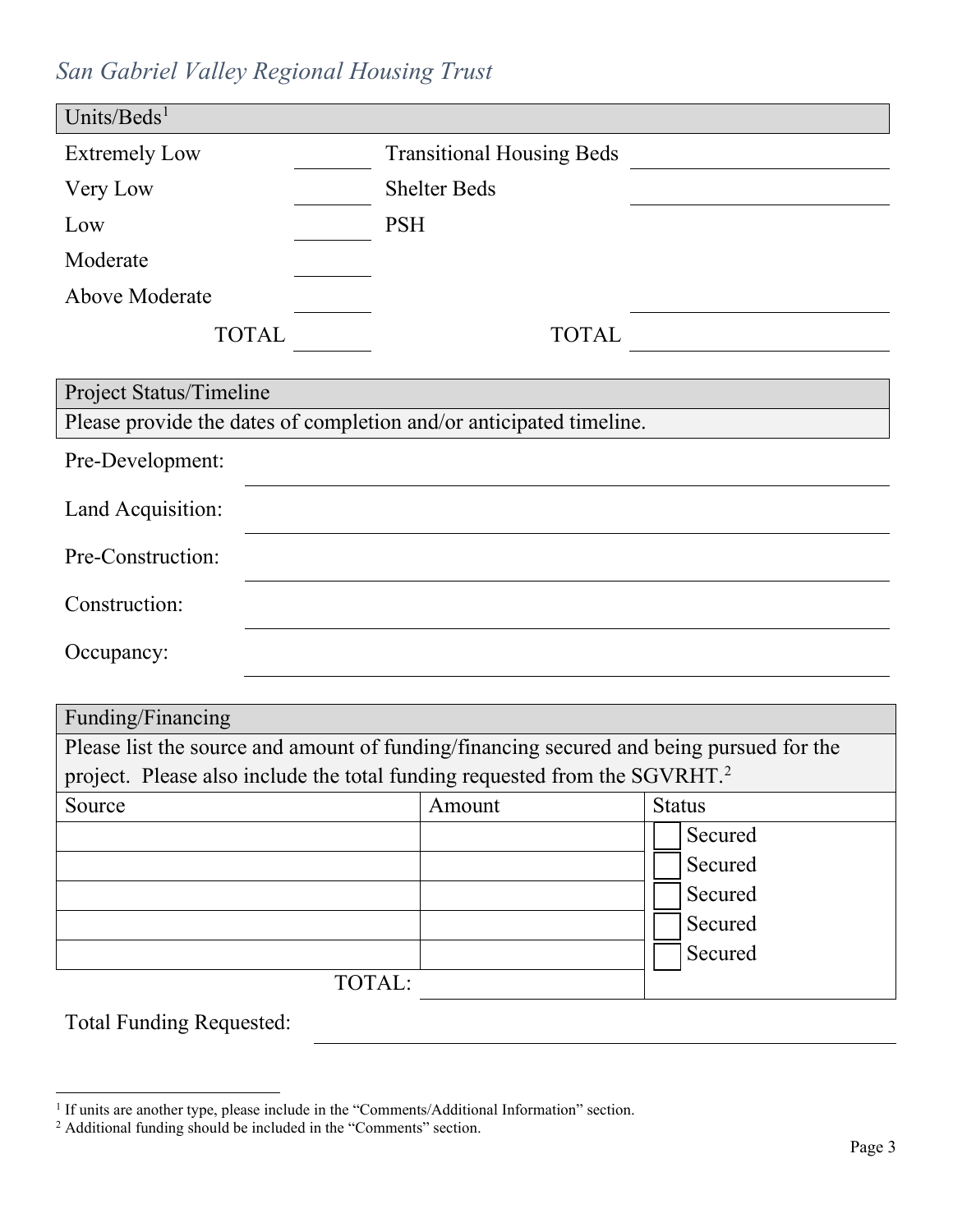*San Gabriel Valley Regional Housing Trust*

## Units/Beds[1]

| | | | |
|---|---|---|---|
| Extremely Low | | Transitional Housing Beds | |
| Very Low | | Shelter Beds | |
| Low | | PSH | |
| Moderate | | | |
| Above Moderate | | | |
| TOTAL | | TOTAL | |

## Project Status/Timeline

Please provide the dates of completion and/or anticipated timeline.

Pre-Development: \_\_\_\_\_\_\_\_\_\_\_\_\_\_\_\_\_\_\_\_

Land Acquisition: \_\_\_\_\_\_\_\_\_\_\_\_\_\_\_\_\_\_\_\_

Pre-Construction: \_\_\_\_\_\_\_\_\_\_\_\_\_\_\_\_\_\_\_\_

Construction: \_\_\_\_\_\_\_\_\_\_\_\_\_\_\_\_\_\_\_\_

Occupancy: \_\_\_\_\_\_\_\_\_\_\_\_\_\_\_\_\_\_\_\_

## Funding/Financing

Please list the source and amount of funding/financing secured and being pursued for the project. Please also include the total funding requested from the SGVRHT.[2]

| Source | Amount | Status |
|---|---|---|
| | | ☐ Secured |
| | | ☐ Secured |
| | | ☐ Secured |
| | | ☐ Secured |
| | | ☐ Secured |
| TOTAL: | | |

Total Funding Requested: \_\_\_\_\_\_\_\_\_\_\_\_\_\_\_\_\_\_\_\_

---

[1] If units are another type, please include in the "Comments/Additional Information" section.

[2] Additional funding should be included in the "Comments" section.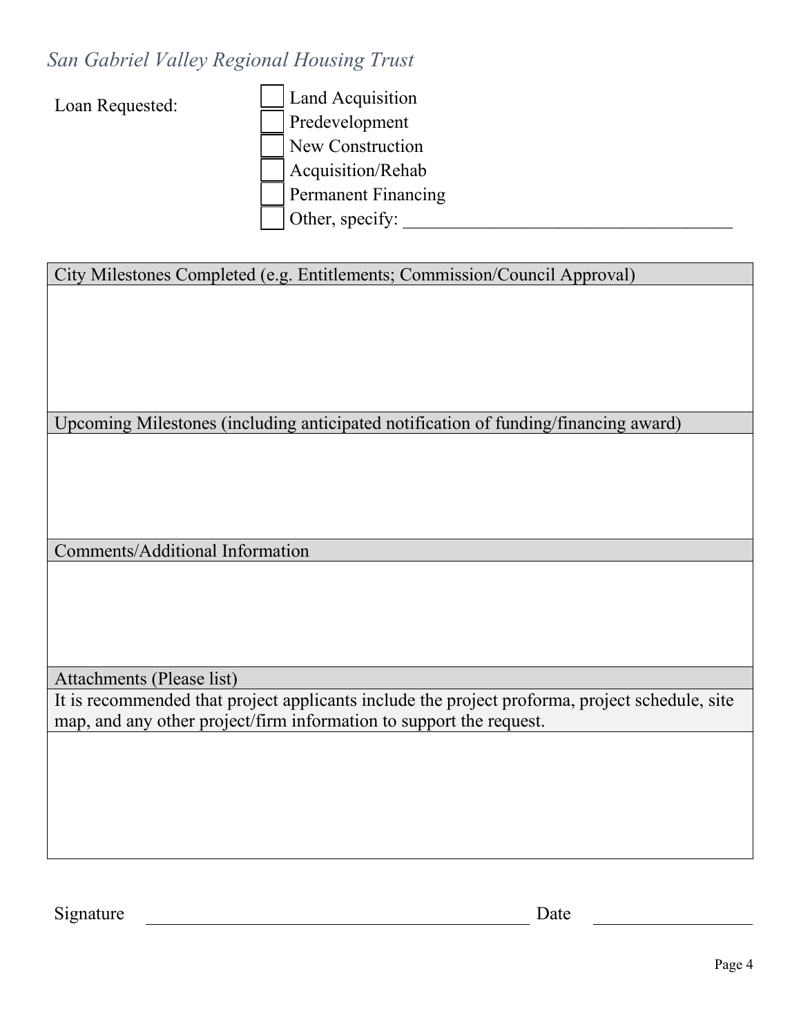*San Gabriel Valley Regional Housing Trust*

Loan Requested:

- [ ] Land Acquisition
- [ ] Predevelopment
- [ ] New Construction
- [ ] Acquisition/Rehab
- [ ] Permanent Financing
- [ ] Other, specify: ____________________________________

| City Milestones Completed (e.g. Entitlements; Commission/Council Approval) |
|---|
| |

| Upcoming Milestones (including anticipated notification of funding/financing award) |
|---|
| |

| Comments/Additional Information |
|---|
| |

| Attachments (Please list) |
|---|
| It is recommended that project applicants include the project proforma, project schedule, site map, and any other project/firm information to support the request. |
| |

Signature ________________________________________ Date ________________